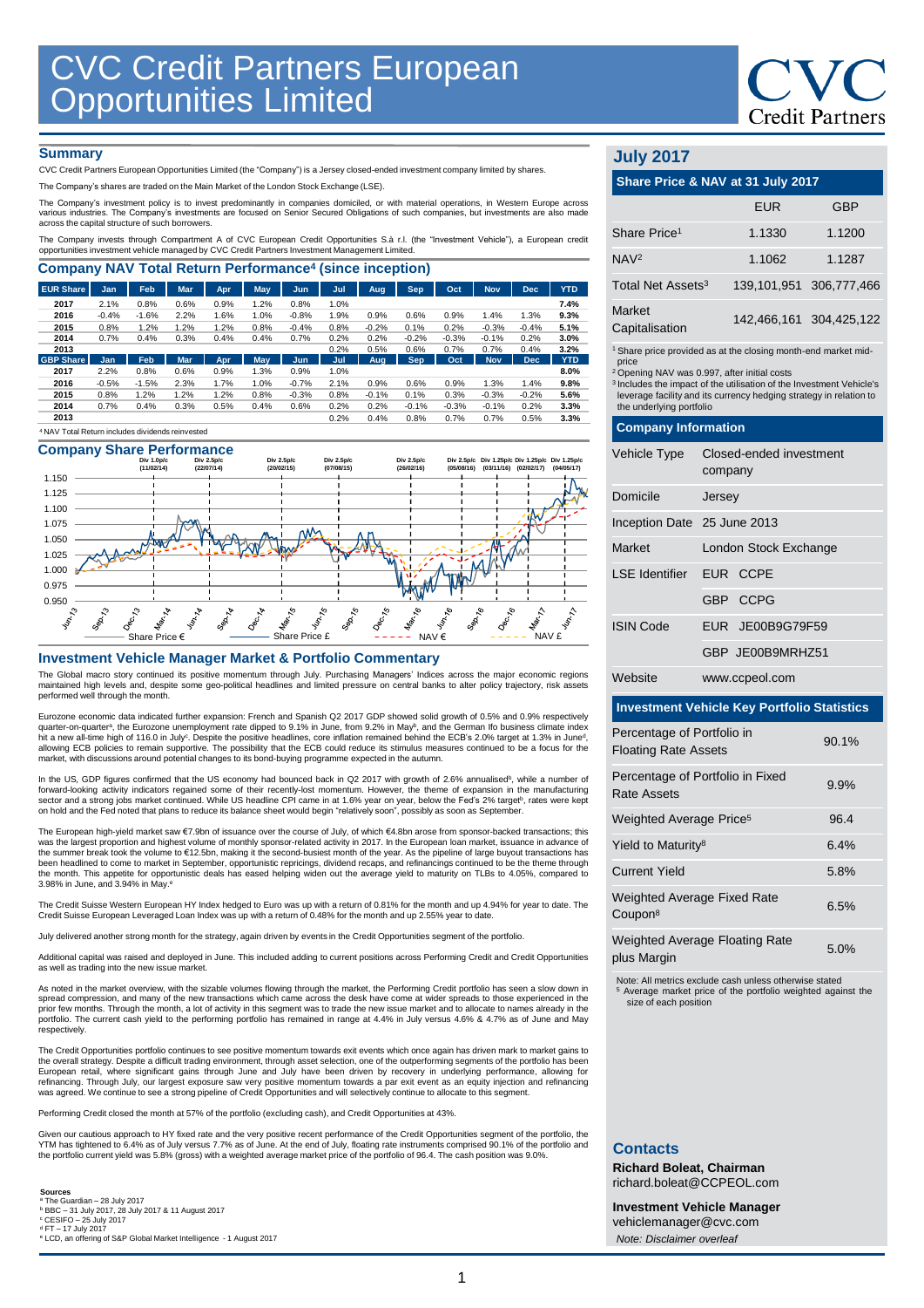# CVC Credit Partners European Opportunities Limited

CVC Credit Partners

## Summary

CVC Credit Partners European Opportunities Limited (the "Company") is a Jersey closed-ended investment company limited by shares.

The Company's shares are traded on the Main Market of the London Stock Exchange (LSE).

The Company's investment policy is to invest predominantly in companies domiciled, or with material operations, in Western Europe across various industries. The Company's investments are focused on Senior Secured Obligations of such companies, but investments are also made across the capital structure of such borrowers.

The Company invests through Compartment A of CVC European Credit Opportunities S.à r.l. (the "Investment Vehicle"), a European credit opportunities investment vehicle managed by CVC Credit Partners Investment Management Limited.

## Company NAV Total Return Performance[4] (since inception)

| EUR Share | Jan | Feb | Mar | Apr | May | Jun | Jul | Aug | Sep | Oct | Nov | Dec | YTD |
|---|---|---|---|---|---|---|---|---|---|---|---|---|---|
| 2017 | 2.1% | 0.8% | 0.6% | 0.9% | 1.2% | 0.8% | 1.0% | | | | | | 7.4% |
| 2016 | -0.4% | -1.6% | 2.2% | 1.6% | 1.0% | -0.8% | 1.9% | 0.9% | 0.6% | 0.9% | 1.4% | 1.3% | 9.3% |
| 2015 | 0.8% | 1.2% | 1.2% | 1.2% | 0.8% | -0.4% | 0.8% | -0.2% | 0.1% | 0.2% | -0.3% | -0.4% | 5.1% |
| 2014 | 0.7% | 0.4% | 0.3% | 0.4% | 0.4% | 0.7% | 0.2% | 0.2% | -0.2% | -0.3% | -0.1% | 0.2% | 3.0% |
| 2013 | | | | | | | 0.2% | 0.5% | 0.6% | 0.7% | 0.7% | 0.4% | 3.2% |
| **GBP Share** | **Jan** | **Feb** | **Mar** | **Apr** | **May** | **Jun** | **Jul** | **Aug** | **Sep** | **Oct** | **Nov** | **Dec** | **YTD** |
| 2017 | 2.2% | 0.8% | 0.6% | 0.9% | 1.3% | 0.9% | 1.0% | | | | | | 8.0% |
| 2016 | -0.5% | -1.5% | 2.3% | 1.7% | 1.0% | -0.7% | 2.1% | 0.9% | 0.6% | 0.9% | 1.3% | 1.4% | 9.8% |
| 2015 | 0.8% | 1.2% | 1.2% | 1.2% | 0.8% | -0.3% | 0.8% | -0.1% | 0.1% | 0.3% | -0.3% | -0.2% | 5.6% |
| 2014 | 0.7% | 0.4% | 0.3% | 0.5% | 0.4% | 0.6% | 0.2% | 0.2% | -0.1% | -0.3% | -0.1% | 0.2% | 3.3% |
| 2013 | | | | | | | 0.2% | 0.4% | 0.8% | 0.7% | 0.7% | 0.5% | 3.3% |

[4] NAV Total Return includes dividends reinvested

## Company Share Performance

Div 1.0p/c (11/02/14)
Div 2.5p/c (22/07/14)
Div 2.5p/c (20/02/15)
Div 2.5p/c (07/08/15)
Div 2.5p/c (26/02/16)
Div 2.5p/c (05/08/16)
Div 1.25p/c (03/11/16)
Div 1.25p/c (02/02/17)
Div 1.25p/c (04/05/17)

1.150
1.125
1.100
1.075
1.050
1.025
1.000
0.975
0.950

Jun-13, Sep-13, Dec-13, Mar-14, Jun-14, Sep-14, Dec-14, Mar-15, Jun-15, Sep-15, Dec-15, Mar-16, Jun-16, Sep-16, Dec-16, Mar-17, Jun-17

Share Price € — Share Price £ — NAV € — NAV £

## Investment Vehicle Manager Market & Portfolio Commentary

The Global macro story continued its positive momentum through July. Purchasing Managers' Indices across the major economic regions maintained high levels and, despite some geo-political headlines and limited pressure on central banks to alter policy trajectory, risk assets performed well through the month.

Eurozone economic data indicated further expansion: French and Spanish Q2 2017 GDP showed solid growth of 0.5% and 0.9% respectively quarter-on-quarter[a], the Eurozone unemployment rate dipped to 9.1% in June, from 9.2% in May[b], and the German Ifo business climate index hit a new all-time high of 116.0 in July[c]. Despite the positive headlines, core inflation remained behind the ECB's 2.0% target at 1.3% in June[d], allowing ECB policies to remain supportive. The possibility that the ECB could reduce its stimulus measures continued to be a focus for the market, with discussions around potential changes to its bond-buying programme expected in the autumn.

In the US, GDP figures confirmed that the US economy had bounced back in Q2 2017 with growth of 2.6% annualised[b], while a number of forward-looking activity indicators regained some of their recently-lost momentum. However, the theme of expansion in the manufacturing sector and a strong jobs market continued. While US headline CPI came in at 1.6% year on year, below the Fed's 2% target[b], rates were kept on hold and the Fed noted that plans to reduce its balance sheet would begin "relatively soon", possibly as soon as September.

The European high-yield market saw €7.9bn of issuance over the course of July, of which €4.8bn arose from sponsor-backed transactions; this was the largest proportion and highest volume of monthly sponsor-related activity in 2017. In the European loan market, issuance in advance of the summer break took the volume to €12.5bn, making it the second-busiest month of the year. As the pipeline of large buyout transactions has been headlined to come to market in September, opportunistic repricings, dividend recaps, and refinancings continued to be the theme through the month. This appetite for opportunistic deals has eased helping widen out the average yield to maturity on TLBs to 4.05%, compared to 3.98% in June, and 3.94% in May.[e]

The Credit Suisse Western European HY Index hedged to Euro was up with a return of 0.81% for the month and up 4.94% for year to date. The Credit Suisse European Leveraged Loan Index was up with a return of 0.48% for the month and up 2.55% year to date.

July delivered another strong month for the strategy, again driven by events in the Credit Opportunities segment of the portfolio.

Additional capital was raised and deployed in June. This included adding to current positions across Performing Credit and Credit Opportunities as well as trading into the new issue market.

As noted in the market overview, with the sizable volumes flowing through the market, the Performing Credit portfolio has seen a slow down in spread compression, and many of the new transactions which came across the desk have come at wider spreads to those experienced in the prior few months. Through the month, a lot of activity in this segment was to trade the new issue market and to allocate to names already in the portfolio. The current cash yield to the performing portfolio has remained in range at 4.4% in July versus 4.6% & 4.7% as of June and May respectively.

The Credit Opportunities portfolio continues to see positive momentum towards exit events which once again has driven mark to market gains to the overall strategy. Despite a difficult trading environment, through asset selection, one of the outperforming segments of the portfolio has been European retail, where significant gains through June and July have been driven by recovery in underlying performance, allowing for refinancing. Through July, our largest exposure saw very positive momentum towards a par exit event as an equity injection and refinancing was agreed. We continue to see a strong pipeline of Credit Opportunities and will selectively continue to allocate to this segment.

Performing Credit closed the month at 57% of the portfolio (excluding cash), and Credit Opportunities at 43%.

Given our cautious approach to HY fixed rate and the very positive recent performance of the Credit Opportunities segment of the portfolio, the YTM has tightened to 6.4% as of July versus 7.7% as of June. At the end of July, floating rate instruments comprised 90.1% of the portfolio and the portfolio current yield was 5.8% (gross) with a weighted average market price of the portfolio of 96.4. The cash position was 9.0%.

**Sources**
[a] The Guardian – 28 July 2017
[b] BBC – 31 July 2017, 28 July 2017 & 11 August 2017
[c] CESIFO – 25 July 2017
[d] FT – 17 July 2017
[e] LCD, an offering of S&P Global Market Intelligence - 1 August 2017

## July 2017

### Share Price & NAV at 31 July 2017

| | EUR | GBP |
|---|---|---|
| Share Price[1] | 1.1330 | 1.1200 |
| NAV[2] | 1.1062 | 1.1287 |
| Total Net Assets[3] | 139,101,951 | 306,777,466 |
| Market Capitalisation | 142,466,161 | 304,425,122 |

[1] Share price provided as at the closing month-end market mid-price
[2] Opening NAV was 0.997, after initial costs
[3] Includes the impact of the utilisation of the Investment Vehicle's leverage facility and its currency hedging strategy in relation to the underlying portfolio

### Company Information

| | |
|---|---|
| Vehicle Type | Closed-ended investment company |
| Domicile | Jersey |
| Inception Date | 25 June 2013 |
| Market | London Stock Exchange |
| LSE Identifier | EUR CCPE |
| | GBP CCPG |
| ISIN Code | EUR JE00B9G79F59 |
| | GBP JE00B9MRHZ51 |
| Website | www.ccpeol.com |

### Investment Vehicle Key Portfolio Statistics

| | |
|---|---|
| Percentage of Portfolio in Floating Rate Assets | 90.1% |
| Percentage of Portfolio in Fixed Rate Assets | 9.9% |
| Weighted Average Price[5] | 96.4 |
| Yield to Maturity[8] | 6.4% |
| Current Yield | 5.8% |
| Weighted Average Fixed Rate Coupon[8] | 6.5% |
| Weighted Average Floating Rate plus Margin | 5.0% |

Note: All metrics exclude cash unless otherwise stated
[5] Average market price of the portfolio weighted against the size of each position

## Contacts

**Richard Boleat, Chairman**
richard.boleat@CCPEOL.com

**Investment Vehicle Manager**
vehiclemanager@cvc.com

*Note: Disclaimer overleaf*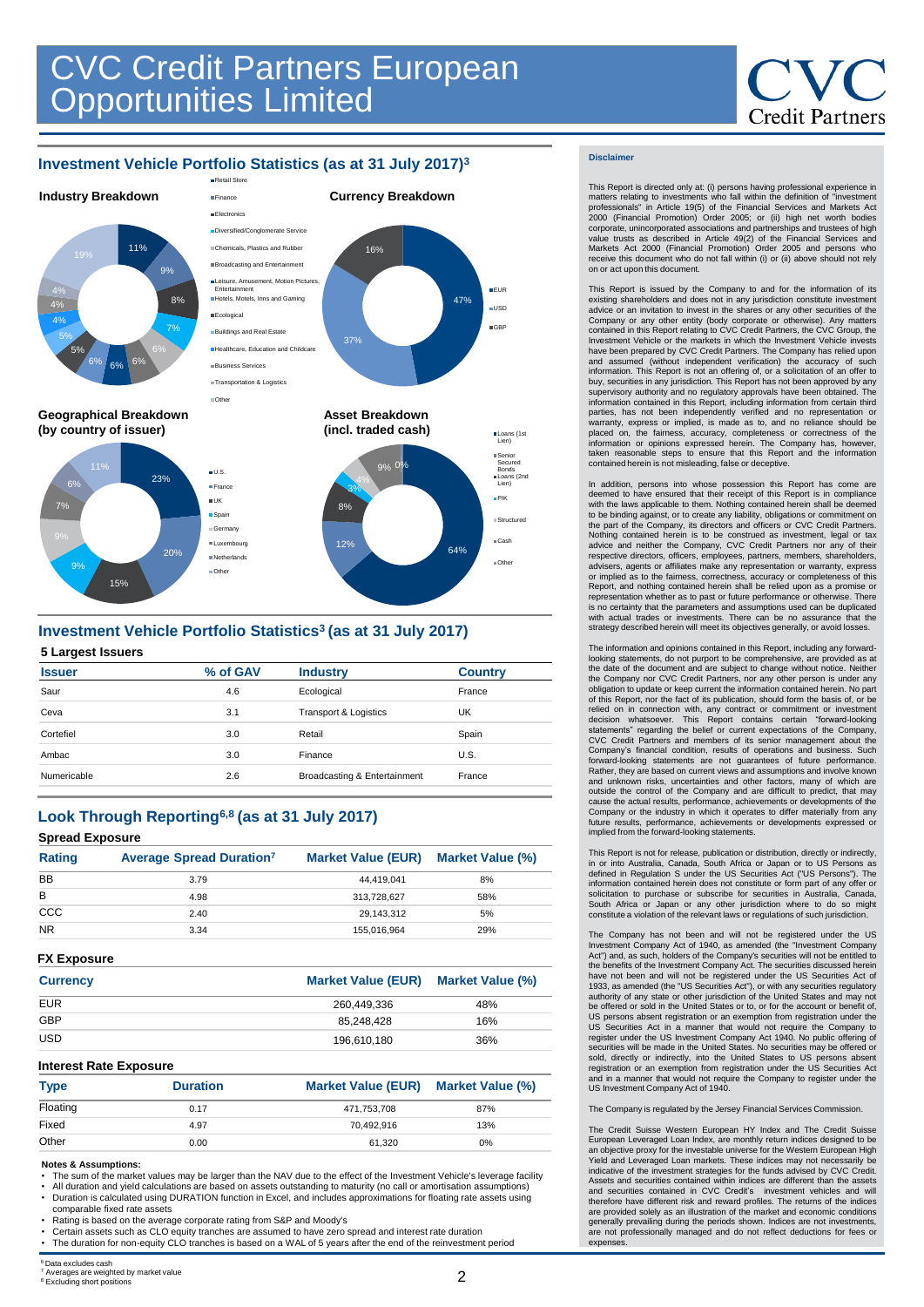# CVC Credit Partners European Opportunities Limited

## Investment Vehicle Portfolio Statistics (as at 31 July 2017)[3]

### Industry Breakdown

11%
9%
8%
7%
6%
6%
6%
6%
5%
5%
4%
4%
4%
19%

Retail Store
Finance
Electronics
Diversified/Conglomerate Service
Chemicals, Plastics and Rubber
Broadcasting and Entertainment
Leisure, Amusement, Motion Pictures, Entertainment
Hotels, Motels, Inns and Gaming
Ecological
Buildings and Real Estate
Healthcare, Education and Childcare
Business Services
Transportation & Logistics
Other

### Currency Breakdown

47%
37%
16%

EUR
USD
GBP

### Geographical Breakdown (by country of issuer)

23%
20%
15%
9%
9%
7%
6%
11%

U.S.
France
UK
Spain
Germany
Luxembourg
Netherlands
Other

### Asset Breakdown (incl. traded cash)

64%
12%
8%
3%
4%
9%
0%

Loans (1st Lien)
Senior Secured Bonds
Loans (2nd Lien)
PIK
Structured
Cash
Other

## Investment Vehicle Portfolio Statistics[3] (as at 31 July 2017)

### 5 Largest Issuers

| Issuer | % of GAV | Industry | Country |
|---|---|---|---|
| Saur | 4.6 | Ecological | France |
| Ceva | 3.1 | Transport & Logistics | UK |
| Cortefiel | 3.0 | Retail | Spain |
| Ambac | 3.0 | Finance | U.S. |
| Numericable | 2.6 | Broadcasting & Entertainment | France |

## Look Through Reporting[6,8] (as at 31 July 2017)

### Spread Exposure

| Rating | Average Spread Duration[7] | Market Value (EUR) | Market Value (%) |
|---|---|---|---|
| BB | 3.79 | 44,419,041 | 8% |
| B | 4.98 | 313,728,627 | 58% |
| CCC | 2.40 | 29,143,312 | 5% |
| NR | 3.34 | 155,016,964 | 29% |

### FX Exposure

| Currency | Market Value (EUR) | Market Value (%) |
|---|---|---|
| EUR | 260,449,336 | 48% |
| GBP | 85,248,428 | 16% |
| USD | 196,610,180 | 36% |

### Interest Rate Exposure

| Type | Duration | Market Value (EUR) | Market Value (%) |
|---|---|---|---|
| Floating | 0.17 | 471,753,708 | 87% |
| Fixed | 4.97 | 70,492,916 | 13% |
| Other | 0.00 | 61,320 | 0% |

**Notes & Assumptions:**

- The sum of the market values may be larger than the NAV due to the effect of the Investment Vehicle's leverage facility
- All duration and yield calculations are based on assets outstanding to maturity (no call or amortisation assumptions)
- Duration is calculated using DURATION function in Excel, and includes approximations for floating rate assets using comparable fixed rate assets
- Rating is based on the average corporate rating from S&P and Moody's
- Certain assets such as CLO equity tranches are assumed to have zero spread and interest rate duration
- The duration for non-equity CLO tranches is based on a WAL of 5 years after the end of the reinvestment period

[6] Data excludes cash
[7] Averages are weighted by market value
[8] Excluding short positions

### Disclaimer

This Report is directed only at: (i) persons having professional experience in matters relating to investments who fall within the definition of "investment professionals" in Article 19(5) of the Financial Services and Markets Act 2000 (Financial Promotion) Order 2005; or (ii) high net worth bodies corporate, unincorporated associations and partnerships and trustees of high value trusts as described in Article 49(2) of the Financial Services and Markets Act 2000 (Financial Promotion) Order 2005 and persons who receive this document who do not fall within (i) or (ii) above should not rely on or act upon this document.

This Report is issued by the Company to and for the information of its existing shareholders and does not in any jurisdiction constitute investment advice or an invitation to invest in the shares or any other securities of the Company or any other entity (body corporate or otherwise). Any matters contained in this Report relating to CVC Credit Partners, the CVC Group, the Investment Vehicle or the markets in which the Investment Vehicle invests have been prepared by CVC Credit Partners. The Company has relied upon and assumed (without independent verification) the accuracy of such information. This Report is not an offering of, or a solicitation of an offer to buy, securities in any jurisdiction. This Report has not been approved by any supervisory authority and no regulatory approvals have been obtained. The information contained in this Report, including information from certain third parties, has not been independently verified and no representation or warranty, express or implied, is made as to, and no reliance should be placed on, the fairness, accuracy, completeness or correctness of the information or opinions expressed herein. The Company has, however, taken reasonable steps to ensure that this Report and the information contained herein is not misleading, false or deceptive.

In addition, persons into whose possession this Report has come are deemed to have ensured that their receipt of this Report is in compliance with the laws applicable to them. Nothing contained herein shall be deemed to be binding against, or to create any liability, obligations or commitment on the part of the Company, its directors and officers or CVC Credit Partners. Nothing contained herein is to be construed as investment, legal or tax advice and neither the Company, CVC Credit Partners nor any of their respective directors, officers, employees, partners, members, shareholders, advisers, agents or affiliates make any representation or warranty, express or implied as to the fairness, correctness, accuracy or completeness of this Report, and nothing contained herein shall be relied upon as a promise or representation whether as to past or future performance or otherwise. There is no certainty that the parameters and assumptions used can be duplicated with actual trades or investments. There can be no assurance that the strategy described herein will meet its objectives generally, or avoid losses.

The information and opinions contained in this Report, including any forward-looking statements, do not purport to be comprehensive, are provided as at the date of the document and are subject to change without notice. Neither the Company nor CVC Credit Partners, nor any other person is under any obligation to update or keep current the information contained herein. No part of this Report, nor the fact of its publication, should form the basis of, or be relied on in connection with, any contract or commitment or investment decision whatsoever. This Report contains certain "forward-looking statements" regarding the belief or current expectations of the Company, CVC Credit Partners and members of its senior management about the Company's financial condition, results of operations and business. Such forward-looking statements are not guarantees of future performance. Rather, they are based on current views and assumptions and involve known and unknown risks, uncertainties and other factors, many of which are outside the control of the Company and are difficult to predict, that may cause the actual results, performance, achievements or developments of the Company or the industry in which it operates to differ materially from any future results, performance, achievements or developments expressed or implied from the forward-looking statements.

This Report is not for release, publication or distribution, directly or indirectly, in or into Australia, Canada, South Africa or Japan or to US Persons as defined in Regulation S under the US Securities Act ("US Persons"). The information contained herein does not constitute or form part of any offer or solicitation to purchase or subscribe for securities in Australia, Canada, South Africa or Japan or any other jurisdiction where to do so might constitute a violation of the relevant laws or regulations of such jurisdiction.

The Company has not been and will not be registered under the US Investment Company Act of 1940, as amended (the "Investment Company Act") and, as such, holders of the Company's securities will not be entitled to the benefits of the Investment Company Act. The securities discussed herein have not been and will not be registered under the US Securities Act of 1933, as amended (the "US Securities Act"), or with any securities regulatory authority of any state or other jurisdiction of the United States and may not be offered or sold in the United States or to, or for the account or benefit of, US persons absent registration or an exemption from registration under the US Securities Act in a manner that would not require the Company to register under the US Investment Company Act 1940. No public offering of securities will be made in the United States. No securities may be offered or sold, directly or indirectly, into the United States to US persons absent registration or an exemption from registration under the US Securities Act and in a manner that would not require the Company to register under the US Investment Company Act of 1940.

The Company is regulated by the Jersey Financial Services Commission.

The Credit Suisse Western European HY Index and The Credit Suisse European Leveraged Loan Index, are monthly return indices designed to be an objective proxy for the investable universe for the Western European High Yield and Leveraged Loan markets. These indices may not necessarily be indicative of the investment strategies for the funds advised by CVC Credit. Assets and securities contained within indices are different than the assets and securities contained in CVC Credit's investment vehicles and will therefore have different risk and reward profiles. The returns of the indices are provided solely as an illustration of the market and economic conditions generally prevailing during the periods shown. Indices are not investments, are not professionally managed and do not reflect deductions for fees or expenses.